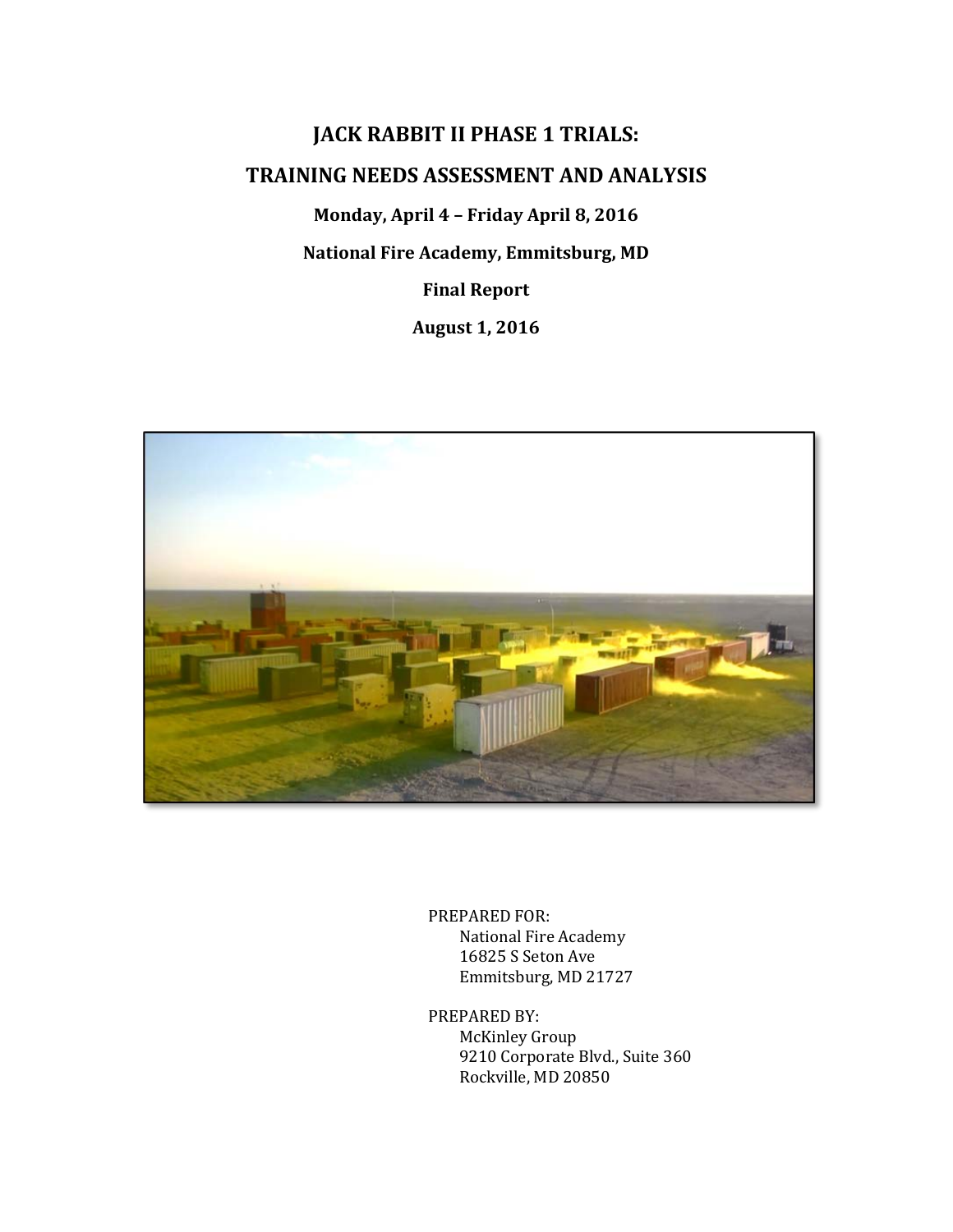# JACK RABBIT II PHASE 1 TRIALS:

# TRAINING NEEDS ASSESSMENT AND ANALYSIS

**Monday, April 4 – Friday April 8, 2016**

**National Fire Academy, Emmitsburg, MD**

**Final Report**

**August 1, 2016**

PREPARED FOR:
National Fire Academy
16825 S Seton Ave
Emmitsburg, MD 21727

PREPARED BY:
McKinley Group
9210 Corporate Blvd., Suite 360
Rockville, MD 20850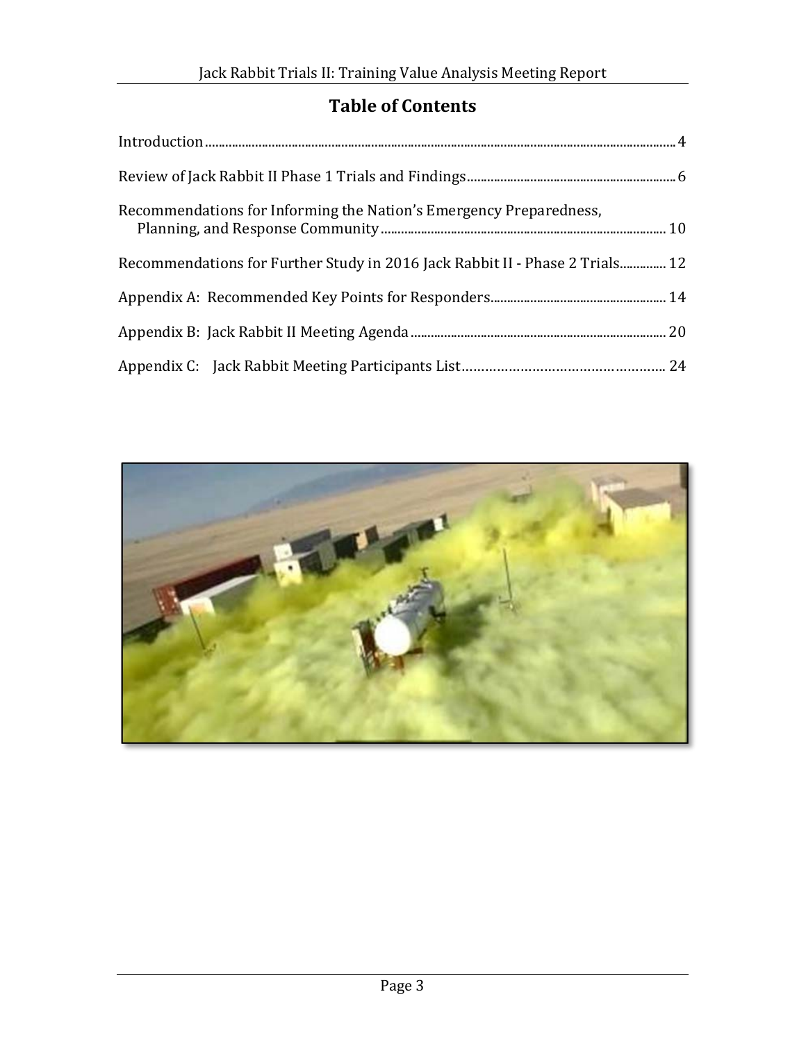# Table of Contents

Introduction.................................................................................................................................................4

Review of Jack Rabbit II Phase 1 Trials and Findings...............................................................6

Recommendations for Informing the Nation's Emergency Preparedness, Planning, and Response Community.....................................................................................10

Recommendations for Further Study in 2016 Jack Rabbit II - Phase 2 Trials.............12

Appendix A: Recommended Key Points for Responders.....................................................14

Appendix B: Jack Rabbit II Meeting Agenda............................................................................20

Appendix C: Jack Rabbit Meeting Participants List…………………………………………….. 24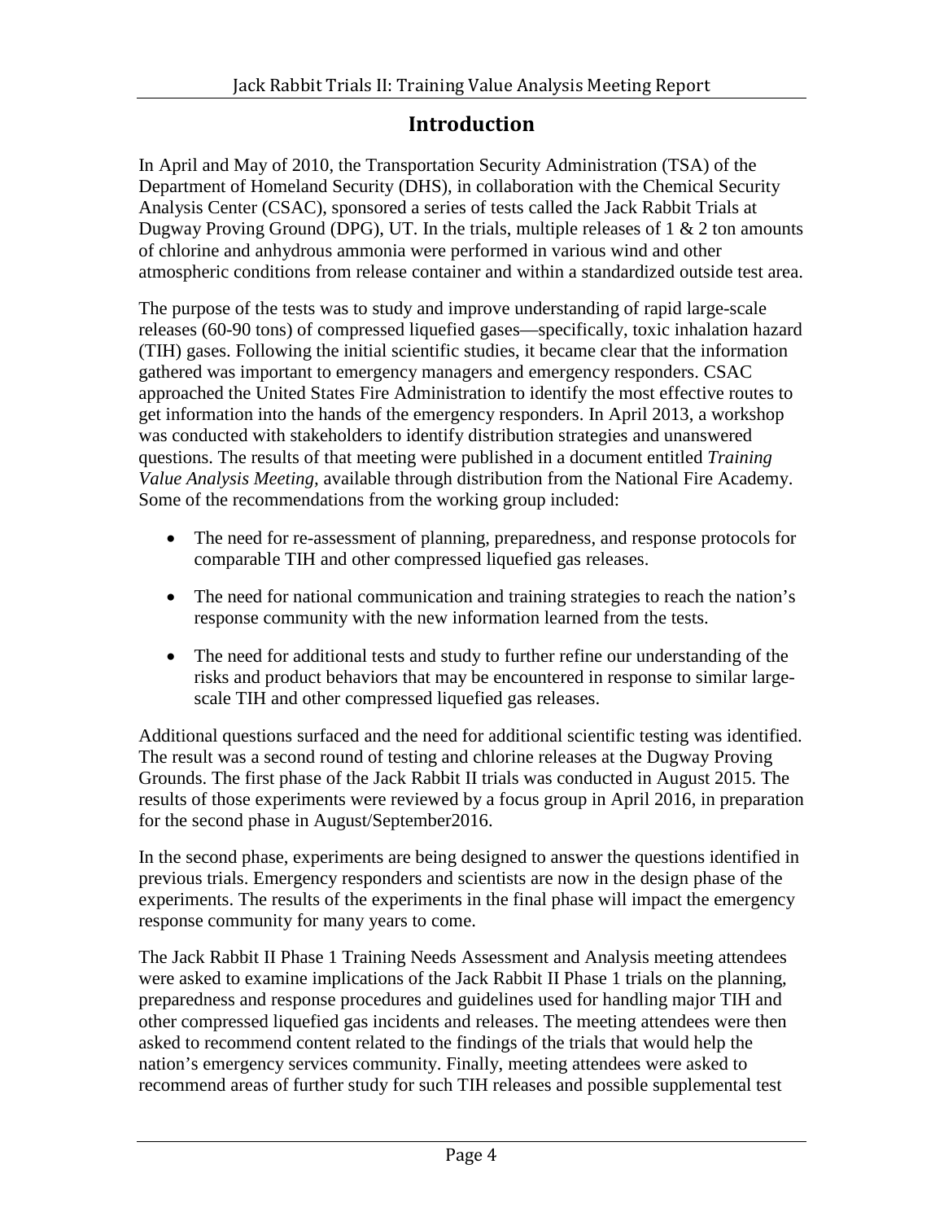# Introduction

In April and May of 2010, the Transportation Security Administration (TSA) of the Department of Homeland Security (DHS), in collaboration with the Chemical Security Analysis Center (CSAC), sponsored a series of tests called the Jack Rabbit Trials at Dugway Proving Ground (DPG), UT. In the trials, multiple releases of 1 & 2 ton amounts of chlorine and anhydrous ammonia were performed in various wind and other atmospheric conditions from release container and within a standardized outside test area.

The purpose of the tests was to study and improve understanding of rapid large-scale releases (60-90 tons) of compressed liquefied gases—specifically, toxic inhalation hazard (TIH) gases. Following the initial scientific studies, it became clear that the information gathered was important to emergency managers and emergency responders. CSAC approached the United States Fire Administration to identify the most effective routes to get information into the hands of the emergency responders. In April 2013, a workshop was conducted with stakeholders to identify distribution strategies and unanswered questions. The results of that meeting were published in a document entitled *Training Value Analysis Meeting*, available through distribution from the National Fire Academy. Some of the recommendations from the working group included:

- The need for re-assessment of planning, preparedness, and response protocols for comparable TIH and other compressed liquefied gas releases.
- The need for national communication and training strategies to reach the nation's response community with the new information learned from the tests.
- The need for additional tests and study to further refine our understanding of the risks and product behaviors that may be encountered in response to similar large-scale TIH and other compressed liquefied gas releases.

Additional questions surfaced and the need for additional scientific testing was identified. The result was a second round of testing and chlorine releases at the Dugway Proving Grounds. The first phase of the Jack Rabbit II trials was conducted in August 2015. The results of those experiments were reviewed by a focus group in April 2016, in preparation for the second phase in August/September2016.

In the second phase, experiments are being designed to answer the questions identified in previous trials. Emergency responders and scientists are now in the design phase of the experiments. The results of the experiments in the final phase will impact the emergency response community for many years to come.

The Jack Rabbit II Phase 1 Training Needs Assessment and Analysis meeting attendees were asked to examine implications of the Jack Rabbit II Phase 1 trials on the planning, preparedness and response procedures and guidelines used for handling major TIH and other compressed liquefied gas incidents and releases. The meeting attendees were then asked to recommend content related to the findings of the trials that would help the nation's emergency services community. Finally, meeting attendees were asked to recommend areas of further study for such TIH releases and possible supplemental test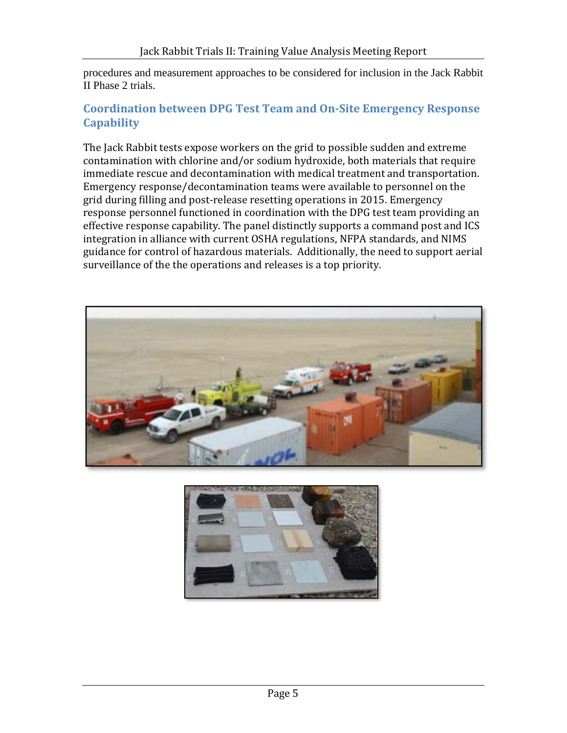procedures and measurement approaches to be considered for inclusion in the Jack Rabbit II Phase 2 trials.

## Coordination between DPG Test Team and On-Site Emergency Response Capability

The Jack Rabbit tests expose workers on the grid to possible sudden and extreme contamination with chlorine and/or sodium hydroxide, both materials that require immediate rescue and decontamination with medical treatment and transportation. Emergency response/decontamination teams were available to personnel on the grid during filling and post-release resetting operations in 2015. Emergency response personnel functioned in coordination with the DPG test team providing an effective response capability. The panel distinctly supports a command post and ICS integration in alliance with current OSHA regulations, NFPA standards, and NIMS guidance for control of hazardous materials. Additionally, the need to support aerial surveillance of the the operations and releases is a top priority.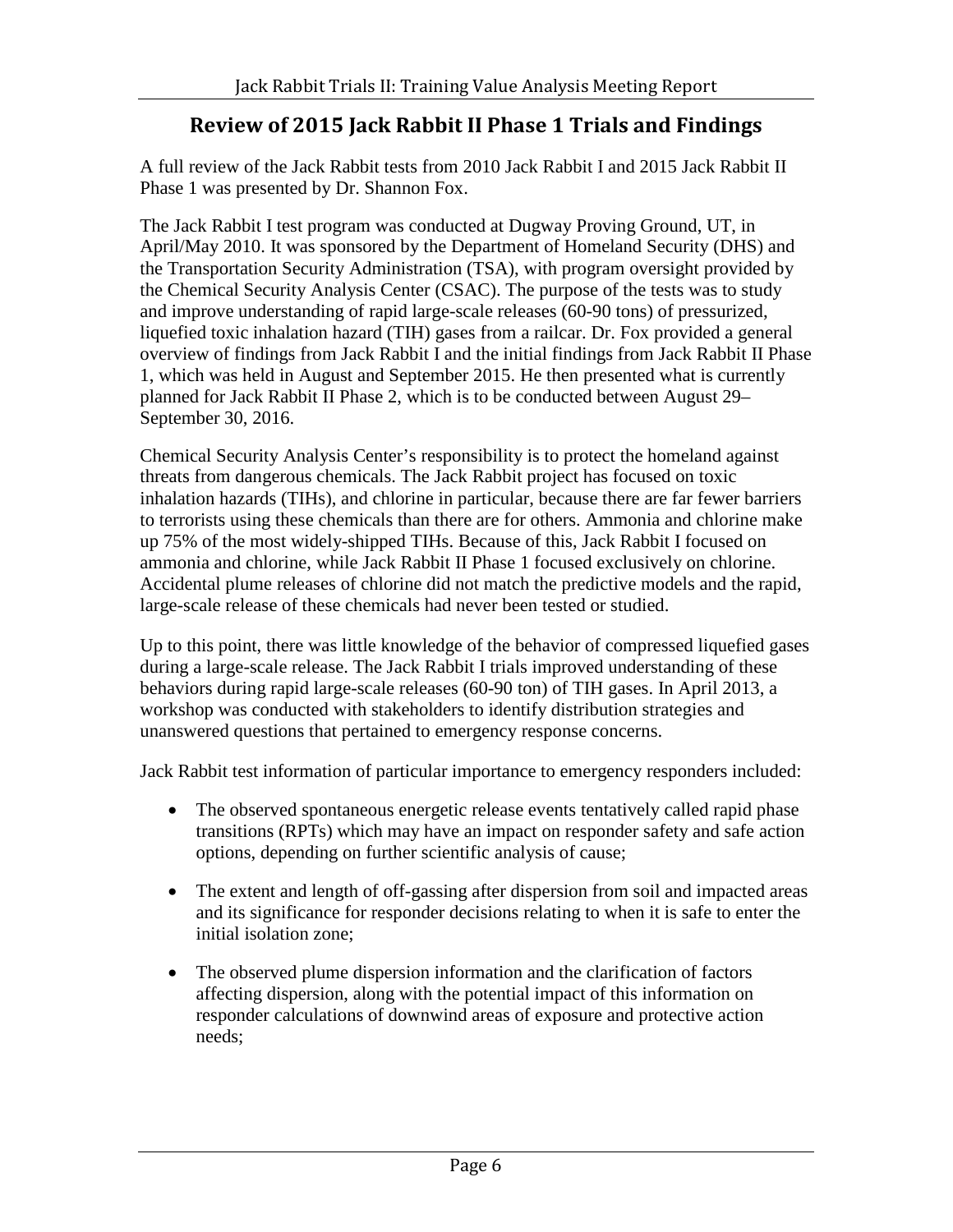## Review of 2015 Jack Rabbit II Phase 1 Trials and Findings

A full review of the Jack Rabbit tests from 2010 Jack Rabbit I and 2015 Jack Rabbit II Phase 1 was presented by Dr. Shannon Fox.

The Jack Rabbit I test program was conducted at Dugway Proving Ground, UT, in April/May 2010. It was sponsored by the Department of Homeland Security (DHS) and the Transportation Security Administration (TSA), with program oversight provided by the Chemical Security Analysis Center (CSAC). The purpose of the tests was to study and improve understanding of rapid large-scale releases (60-90 tons) of pressurized, liquefied toxic inhalation hazard (TIH) gases from a railcar. Dr. Fox provided a general overview of findings from Jack Rabbit I and the initial findings from Jack Rabbit II Phase 1, which was held in August and September 2015. He then presented what is currently planned for Jack Rabbit II Phase 2, which is to be conducted between August 29–September 30, 2016.

Chemical Security Analysis Center's responsibility is to protect the homeland against threats from dangerous chemicals. The Jack Rabbit project has focused on toxic inhalation hazards (TIHs), and chlorine in particular, because there are far fewer barriers to terrorists using these chemicals than there are for others. Ammonia and chlorine make up 75% of the most widely-shipped TIHs. Because of this, Jack Rabbit I focused on ammonia and chlorine, while Jack Rabbit II Phase 1 focused exclusively on chlorine. Accidental plume releases of chlorine did not match the predictive models and the rapid, large-scale release of these chemicals had never been tested or studied.

Up to this point, there was little knowledge of the behavior of compressed liquefied gases during a large-scale release. The Jack Rabbit I trials improved understanding of these behaviors during rapid large-scale releases (60-90 ton) of TIH gases. In April 2013, a workshop was conducted with stakeholders to identify distribution strategies and unanswered questions that pertained to emergency response concerns.

Jack Rabbit test information of particular importance to emergency responders included:

- The observed spontaneous energetic release events tentatively called rapid phase transitions (RPTs) which may have an impact on responder safety and safe action options, depending on further scientific analysis of cause;
- The extent and length of off-gassing after dispersion from soil and impacted areas and its significance for responder decisions relating to when it is safe to enter the initial isolation zone;
- The observed plume dispersion information and the clarification of factors affecting dispersion, along with the potential impact of this information on responder calculations of downwind areas of exposure and protective action needs;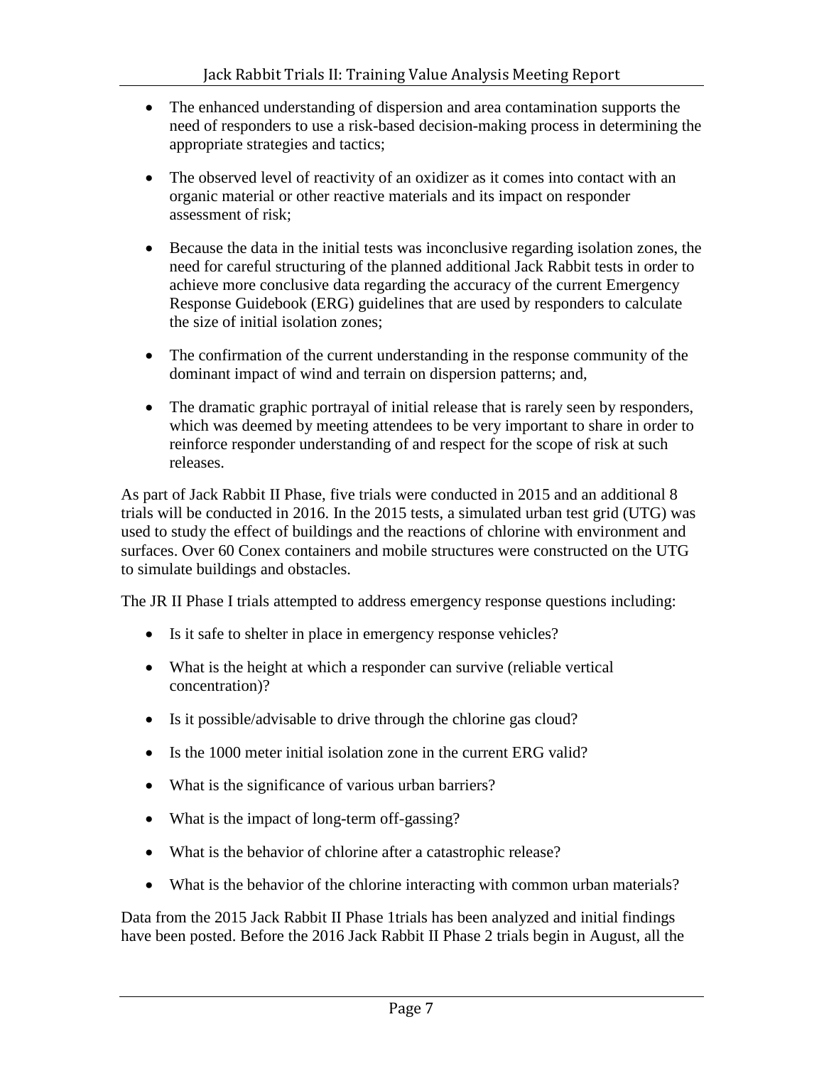- The enhanced understanding of dispersion and area contamination supports the need of responders to use a risk-based decision-making process in determining the appropriate strategies and tactics;
- The observed level of reactivity of an oxidizer as it comes into contact with an organic material or other reactive materials and its impact on responder assessment of risk;
- Because the data in the initial tests was inconclusive regarding isolation zones, the need for careful structuring of the planned additional Jack Rabbit tests in order to achieve more conclusive data regarding the accuracy of the current Emergency Response Guidebook (ERG) guidelines that are used by responders to calculate the size of initial isolation zones;
- The confirmation of the current understanding in the response community of the dominant impact of wind and terrain on dispersion patterns; and,
- The dramatic graphic portrayal of initial release that is rarely seen by responders, which was deemed by meeting attendees to be very important to share in order to reinforce responder understanding of and respect for the scope of risk at such releases.

As part of Jack Rabbit II Phase, five trials were conducted in 2015 and an additional 8 trials will be conducted in 2016. In the 2015 tests, a simulated urban test grid (UTG) was used to study the effect of buildings and the reactions of chlorine with environment and surfaces. Over 60 Conex containers and mobile structures were constructed on the UTG to simulate buildings and obstacles.

The JR II Phase I trials attempted to address emergency response questions including:

- Is it safe to shelter in place in emergency response vehicles?
- What is the height at which a responder can survive (reliable vertical concentration)?
- Is it possible/advisable to drive through the chlorine gas cloud?
- Is the 1000 meter initial isolation zone in the current ERG valid?
- What is the significance of various urban barriers?
- What is the impact of long-term off-gassing?
- What is the behavior of chlorine after a catastrophic release?
- What is the behavior of the chlorine interacting with common urban materials?

Data from the 2015 Jack Rabbit II Phase 1trials has been analyzed and initial findings have been posted. Before the 2016 Jack Rabbit II Phase 2 trials begin in August, all the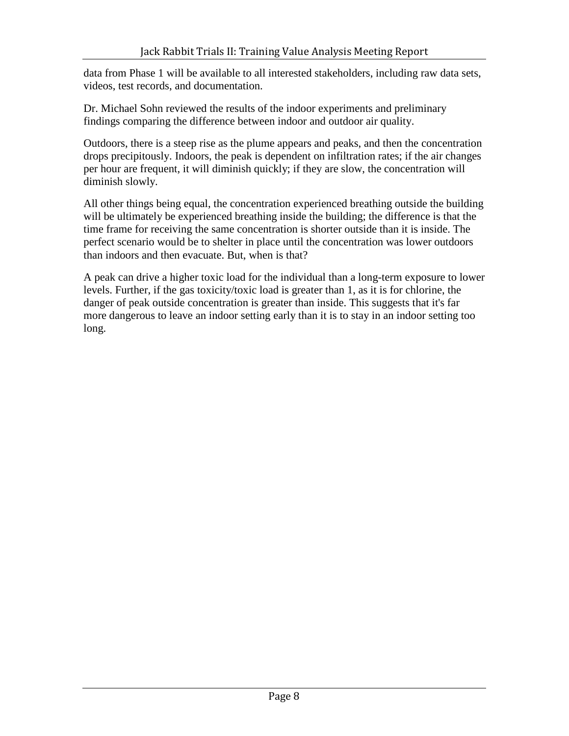data from Phase 1 will be available to all interested stakeholders, including raw data sets, videos, test records, and documentation.

Dr. Michael Sohn reviewed the results of the indoor experiments and preliminary findings comparing the difference between indoor and outdoor air quality.

Outdoors, there is a steep rise as the plume appears and peaks, and then the concentration drops precipitously. Indoors, the peak is dependent on infiltration rates; if the air changes per hour are frequent, it will diminish quickly; if they are slow, the concentration will diminish slowly.

All other things being equal, the concentration experienced breathing outside the building will be ultimately be experienced breathing inside the building; the difference is that the time frame for receiving the same concentration is shorter outside than it is inside. The perfect scenario would be to shelter in place until the concentration was lower outdoors than indoors and then evacuate. But, when is that?

A peak can drive a higher toxic load for the individual than a long-term exposure to lower levels. Further, if the gas toxicity/toxic load is greater than 1, as it is for chlorine, the danger of peak outside concentration is greater than inside. This suggests that it's far more dangerous to leave an indoor setting early than it is to stay in an indoor setting too long.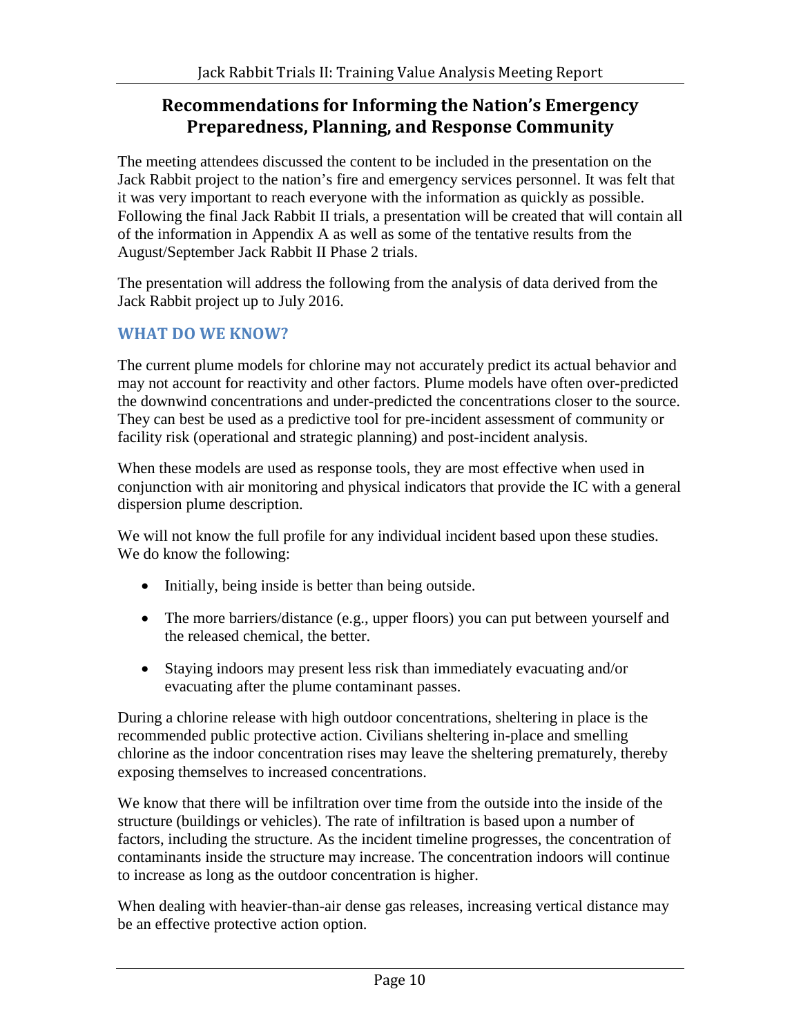## Recommendations for Informing the Nation's Emergency Preparedness, Planning, and Response Community

The meeting attendees discussed the content to be included in the presentation on the Jack Rabbit project to the nation's fire and emergency services personnel. It was felt that it was very important to reach everyone with the information as quickly as possible. Following the final Jack Rabbit II trials, a presentation will be created that will contain all of the information in Appendix A as well as some of the tentative results from the August/September Jack Rabbit II Phase 2 trials.

The presentation will address the following from the analysis of data derived from the Jack Rabbit project up to July 2016.

### WHAT DO WE KNOW?

The current plume models for chlorine may not accurately predict its actual behavior and may not account for reactivity and other factors. Plume models have often over-predicted the downwind concentrations and under-predicted the concentrations closer to the source. They can best be used as a predictive tool for pre-incident assessment of community or facility risk (operational and strategic planning) and post-incident analysis.

When these models are used as response tools, they are most effective when used in conjunction with air monitoring and physical indicators that provide the IC with a general dispersion plume description.

We will not know the full profile for any individual incident based upon these studies. We do know the following:

- Initially, being inside is better than being outside.
- The more barriers/distance (e.g., upper floors) you can put between yourself and the released chemical, the better.
- Staying indoors may present less risk than immediately evacuating and/or evacuating after the plume contaminant passes.

During a chlorine release with high outdoor concentrations, sheltering in place is the recommended public protective action. Civilians sheltering in-place and smelling chlorine as the indoor concentration rises may leave the sheltering prematurely, thereby exposing themselves to increased concentrations.

We know that there will be infiltration over time from the outside into the inside of the structure (buildings or vehicles). The rate of infiltration is based upon a number of factors, including the structure. As the incident timeline progresses, the concentration of contaminants inside the structure may increase. The concentration indoors will continue to increase as long as the outdoor concentration is higher.

When dealing with heavier-than-air dense gas releases, increasing vertical distance may be an effective protective action option.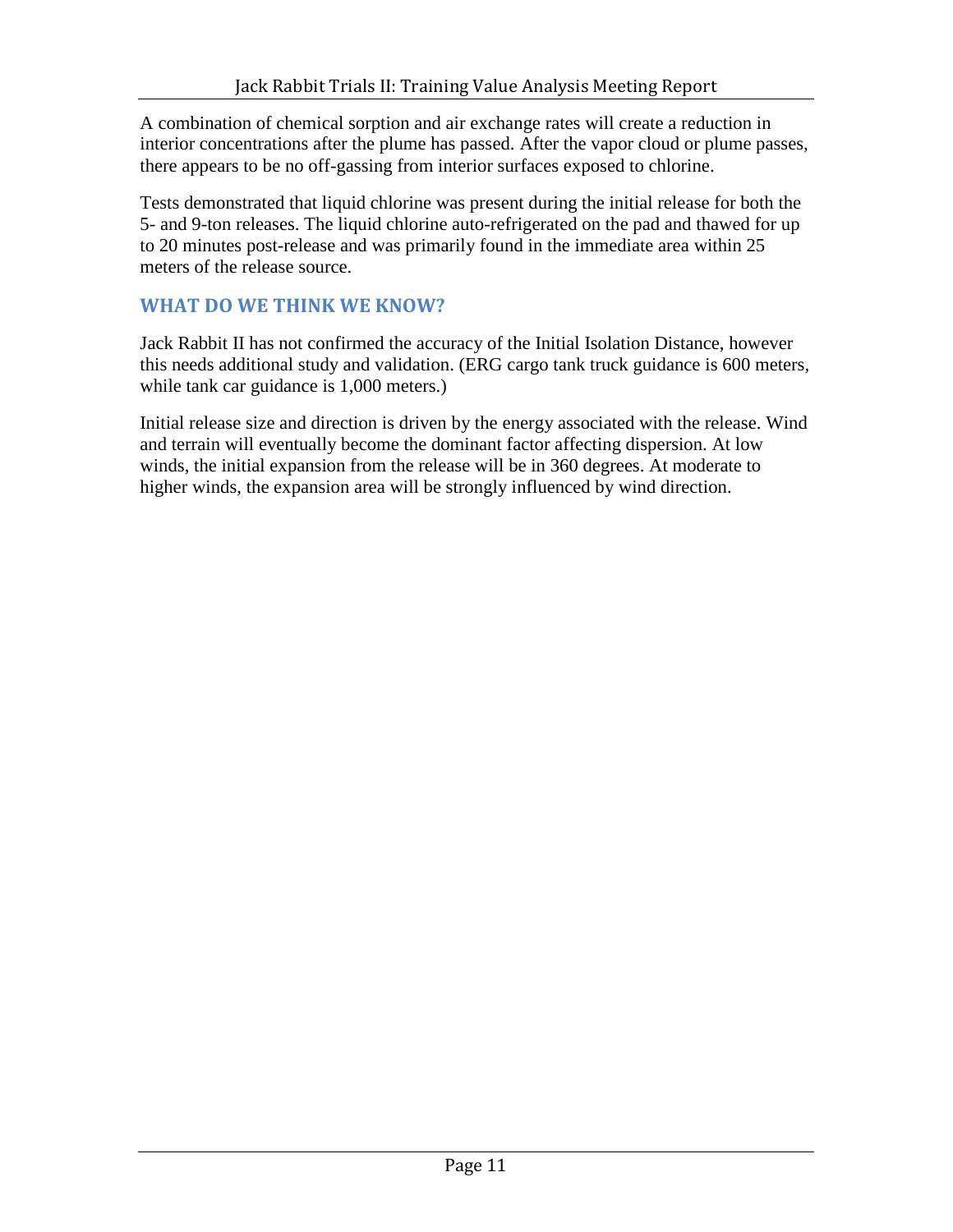A combination of chemical sorption and air exchange rates will create a reduction in interior concentrations after the plume has passed. After the vapor cloud or plume passes, there appears to be no off-gassing from interior surfaces exposed to chlorine.

Tests demonstrated that liquid chlorine was present during the initial release for both the 5- and 9-ton releases. The liquid chlorine auto-refrigerated on the pad and thawed for up to 20 minutes post-release and was primarily found in the immediate area within 25 meters of the release source.

## WHAT DO WE THINK WE KNOW?

Jack Rabbit II has not confirmed the accuracy of the Initial Isolation Distance, however this needs additional study and validation. (ERG cargo tank truck guidance is 600 meters, while tank car guidance is 1,000 meters.)

Initial release size and direction is driven by the energy associated with the release. Wind and terrain will eventually become the dominant factor affecting dispersion. At low winds, the initial expansion from the release will be in 360 degrees. At moderate to higher winds, the expansion area will be strongly influenced by wind direction.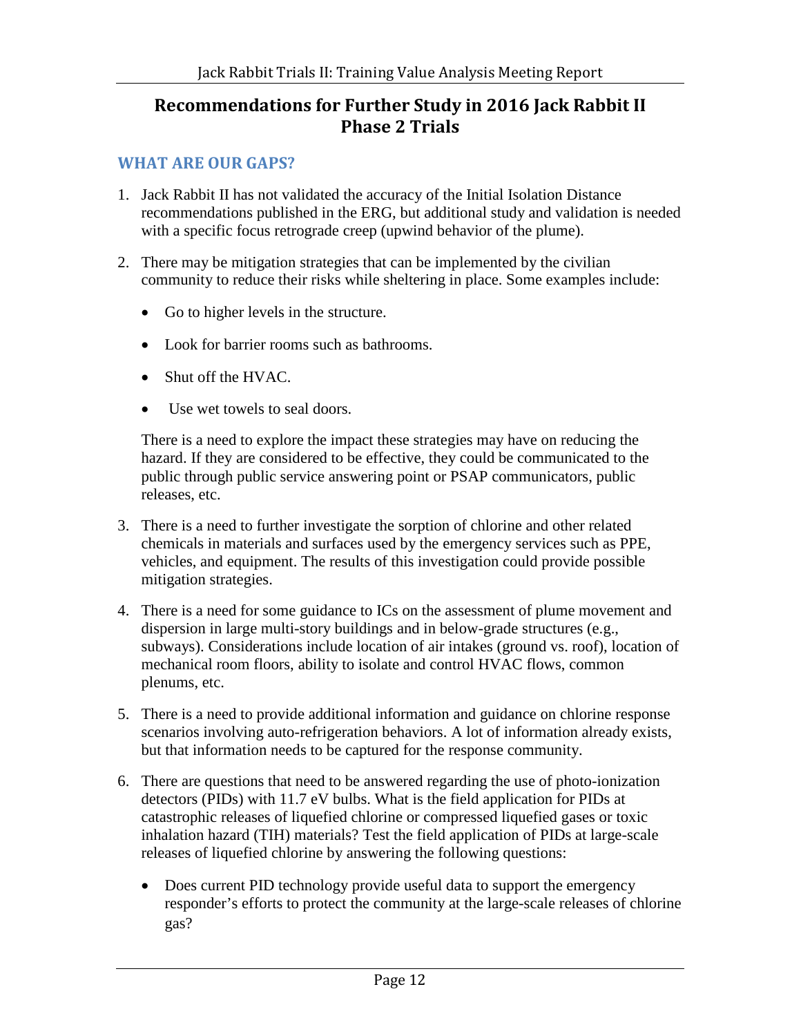## Recommendations for Further Study in 2016 Jack Rabbit II Phase 2 Trials

### WHAT ARE OUR GAPS?

1. Jack Rabbit II has not validated the accuracy of the Initial Isolation Distance recommendations published in the ERG, but additional study and validation is needed with a specific focus retrograde creep (upwind behavior of the plume).

2. There may be mitigation strategies that can be implemented by the civilian community to reduce their risks while sheltering in place. Some examples include:

   - Go to higher levels in the structure.
   - Look for barrier rooms such as bathrooms.
   - Shut off the HVAC.
   - Use wet towels to seal doors.

   There is a need to explore the impact these strategies may have on reducing the hazard. If they are considered to be effective, they could be communicated to the public through public service answering point or PSAP communicators, public releases, etc.

3. There is a need to further investigate the sorption of chlorine and other related chemicals in materials and surfaces used by the emergency services such as PPE, vehicles, and equipment. The results of this investigation could provide possible mitigation strategies.

4. There is a need for some guidance to ICs on the assessment of plume movement and dispersion in large multi-story buildings and in below-grade structures (e.g., subways). Considerations include location of air intakes (ground vs. roof), location of mechanical room floors, ability to isolate and control HVAC flows, common plenums, etc.

5. There is a need to provide additional information and guidance on chlorine response scenarios involving auto-refrigeration behaviors. A lot of information already exists, but that information needs to be captured for the response community.

6. There are questions that need to be answered regarding the use of photo-ionization detectors (PIDs) with 11.7 eV bulbs. What is the field application for PIDs at catastrophic releases of liquefied chlorine or compressed liquefied gases or toxic inhalation hazard (TIH) materials? Test the field application of PIDs at large-scale releases of liquefied chlorine by answering the following questions:

   - Does current PID technology provide useful data to support the emergency responder's efforts to protect the community at the large-scale releases of chlorine gas?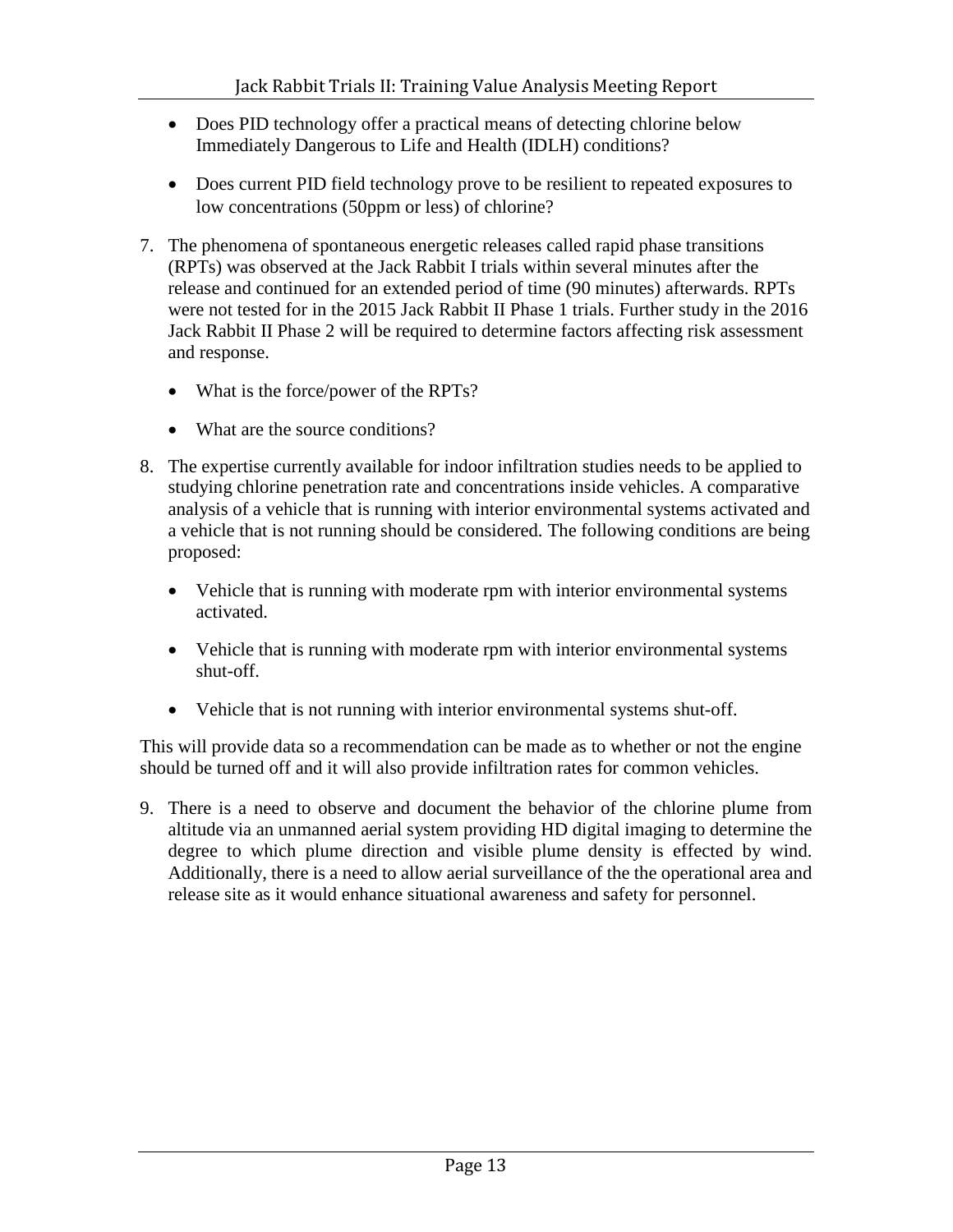- Does PID technology offer a practical means of detecting chlorine below Immediately Dangerous to Life and Health (IDLH) conditions?
- Does current PID field technology prove to be resilient to repeated exposures to low concentrations (50ppm or less) of chlorine?

7. The phenomena of spontaneous energetic releases called rapid phase transitions (RPTs) was observed at the Jack Rabbit I trials within several minutes after the release and continued for an extended period of time (90 minutes) afterwards. RPTs were not tested for in the 2015 Jack Rabbit II Phase 1 trials. Further study in the 2016 Jack Rabbit II Phase 2 will be required to determine factors affecting risk assessment and response.

   - What is the force/power of the RPTs?
   - What are the source conditions?

8. The expertise currently available for indoor infiltration studies needs to be applied to studying chlorine penetration rate and concentrations inside vehicles. A comparative analysis of a vehicle that is running with interior environmental systems activated and a vehicle that is not running should be considered. The following conditions are being proposed:

   - Vehicle that is running with moderate rpm with interior environmental systems activated.
   - Vehicle that is running with moderate rpm with interior environmental systems shut-off.
   - Vehicle that is not running with interior environmental systems shut-off.

This will provide data so a recommendation can be made as to whether or not the engine should be turned off and it will also provide infiltration rates for common vehicles.

9. There is a need to observe and document the behavior of the chlorine plume from altitude via an unmanned aerial system providing HD digital imaging to determine the degree to which plume direction and visible plume density is effected by wind. Additionally, there is a need to allow aerial surveillance of the the operational area and release site as it would enhance situational awareness and safety for personnel.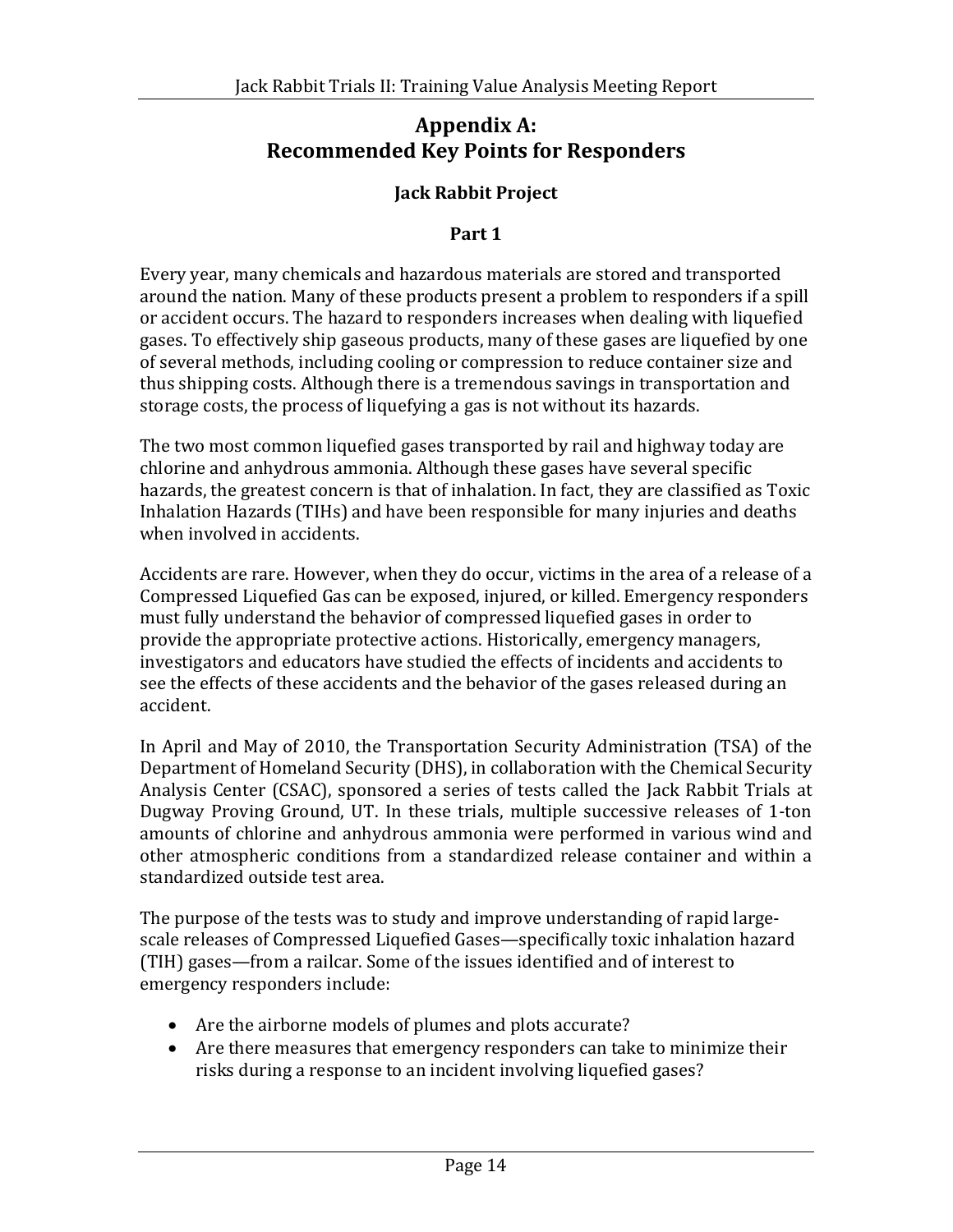# Appendix A: Recommended Key Points for Responders

## Jack Rabbit Project

### Part 1

Every year, many chemicals and hazardous materials are stored and transported around the nation. Many of these products present a problem to responders if a spill or accident occurs. The hazard to responders increases when dealing with liquefied gases. To effectively ship gaseous products, many of these gases are liquefied by one of several methods, including cooling or compression to reduce container size and thus shipping costs. Although there is a tremendous savings in transportation and storage costs, the process of liquefying a gas is not without its hazards.

The two most common liquefied gases transported by rail and highway today are chlorine and anhydrous ammonia. Although these gases have several specific hazards, the greatest concern is that of inhalation. In fact, they are classified as Toxic Inhalation Hazards (TIHs) and have been responsible for many injuries and deaths when involved in accidents.

Accidents are rare. However, when they do occur, victims in the area of a release of a Compressed Liquefied Gas can be exposed, injured, or killed. Emergency responders must fully understand the behavior of compressed liquefied gases in order to provide the appropriate protective actions. Historically, emergency managers, investigators and educators have studied the effects of incidents and accidents to see the effects of these accidents and the behavior of the gases released during an accident.

In April and May of 2010, the Transportation Security Administration (TSA) of the Department of Homeland Security (DHS), in collaboration with the Chemical Security Analysis Center (CSAC), sponsored a series of tests called the Jack Rabbit Trials at Dugway Proving Ground, UT. In these trials, multiple successive releases of 1-ton amounts of chlorine and anhydrous ammonia were performed in various wind and other atmospheric conditions from a standardized release container and within a standardized outside test area.

The purpose of the tests was to study and improve understanding of rapid large-scale releases of Compressed Liquefied Gases—specifically toxic inhalation hazard (TIH) gases—from a railcar. Some of the issues identified and of interest to emergency responders include:

- Are the airborne models of plumes and plots accurate?
- Are there measures that emergency responders can take to minimize their risks during a response to an incident involving liquefied gases?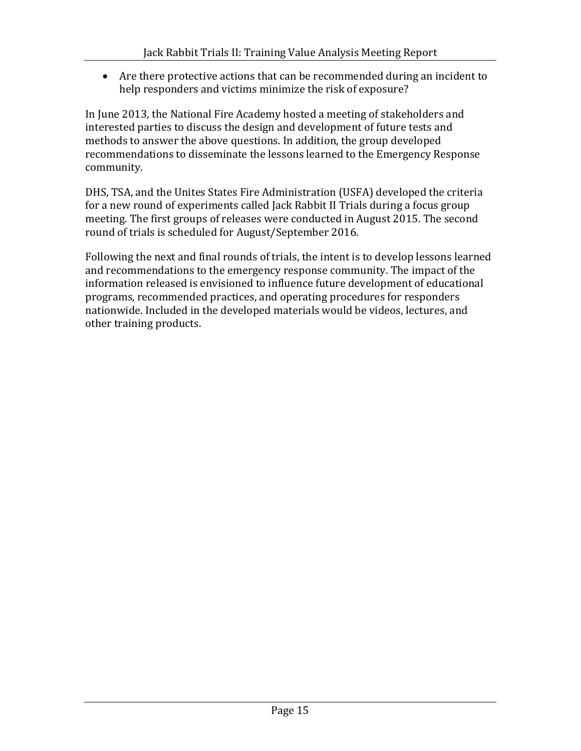- Are there protective actions that can be recommended during an incident to help responders and victims minimize the risk of exposure?

In June 2013, the National Fire Academy hosted a meeting of stakeholders and interested parties to discuss the design and development of future tests and methods to answer the above questions. In addition, the group developed recommendations to disseminate the lessons learned to the Emergency Response community.

DHS, TSA, and the Unites States Fire Administration (USFA) developed the criteria for a new round of experiments called Jack Rabbit II Trials during a focus group meeting. The first groups of releases were conducted in August 2015. The second round of trials is scheduled for August/September 2016.

Following the next and final rounds of trials, the intent is to develop lessons learned and recommendations to the emergency response community. The impact of the information released is envisioned to influence future development of educational programs, recommended practices, and operating procedures for responders nationwide. Included in the developed materials would be videos, lectures, and other training products.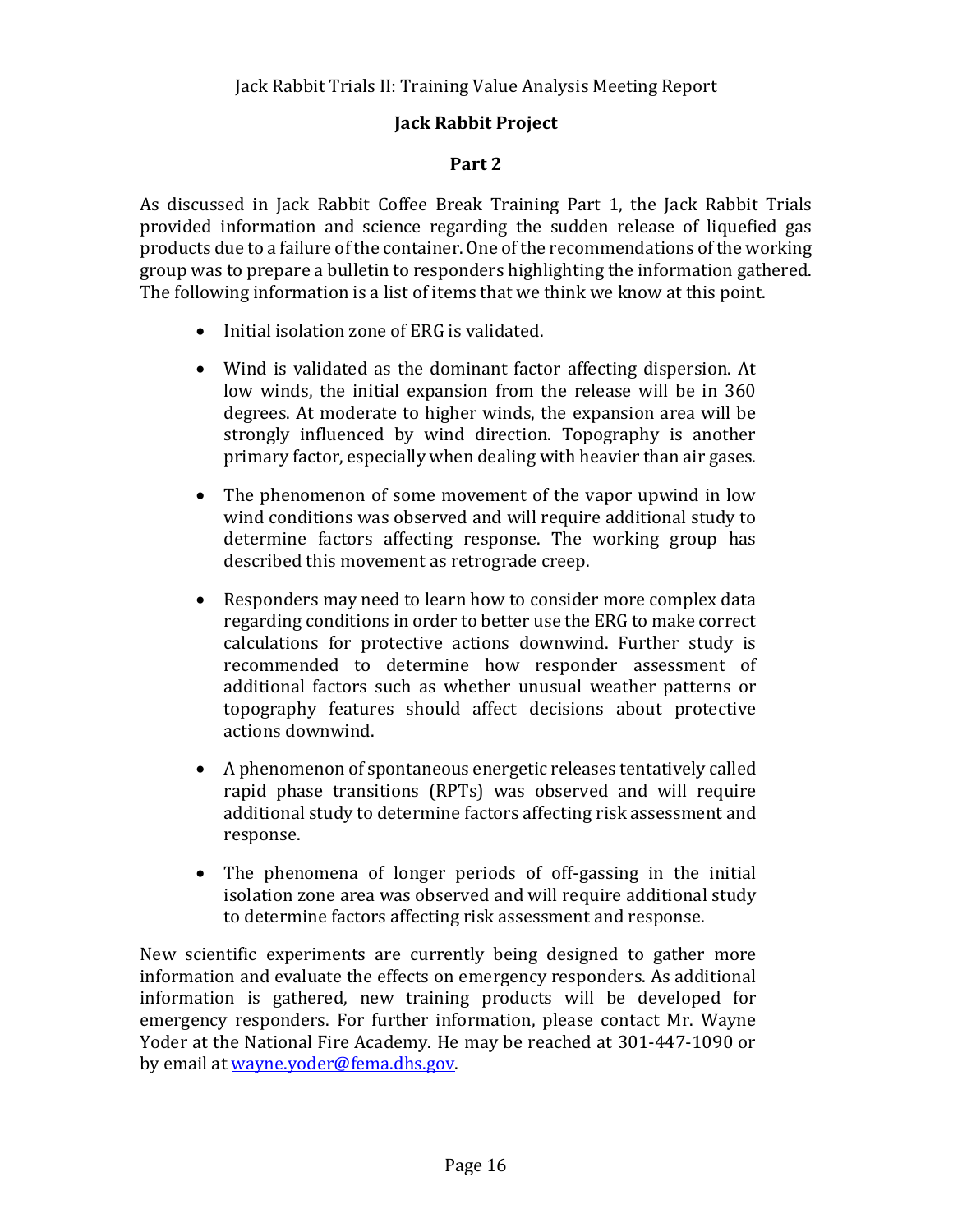## Jack Rabbit Project

### Part 2

As discussed in Jack Rabbit Coffee Break Training Part 1, the Jack Rabbit Trials provided information and science regarding the sudden release of liquefied gas products due to a failure of the container. One of the recommendations of the working group was to prepare a bulletin to responders highlighting the information gathered. The following information is a list of items that we think we know at this point.

- Initial isolation zone of ERG is validated.
- Wind is validated as the dominant factor affecting dispersion. At low winds, the initial expansion from the release will be in 360 degrees. At moderate to higher winds, the expansion area will be strongly influenced by wind direction. Topography is another primary factor, especially when dealing with heavier than air gases.
- The phenomenon of some movement of the vapor upwind in low wind conditions was observed and will require additional study to determine factors affecting response. The working group has described this movement as retrograde creep.
- Responders may need to learn how to consider more complex data regarding conditions in order to better use the ERG to make correct calculations for protective actions downwind. Further study is recommended to determine how responder assessment of additional factors such as whether unusual weather patterns or topography features should affect decisions about protective actions downwind.
- A phenomenon of spontaneous energetic releases tentatively called rapid phase transitions (RPTs) was observed and will require additional study to determine factors affecting risk assessment and response.
- The phenomena of longer periods of off-gassing in the initial isolation zone area was observed and will require additional study to determine factors affecting risk assessment and response.

New scientific experiments are currently being designed to gather more information and evaluate the effects on emergency responders. As additional information is gathered, new training products will be developed for emergency responders. For further information, please contact Mr. Wayne Yoder at the National Fire Academy. He may be reached at 301-447-1090 or by email at wayne.yoder@fema.dhs.gov.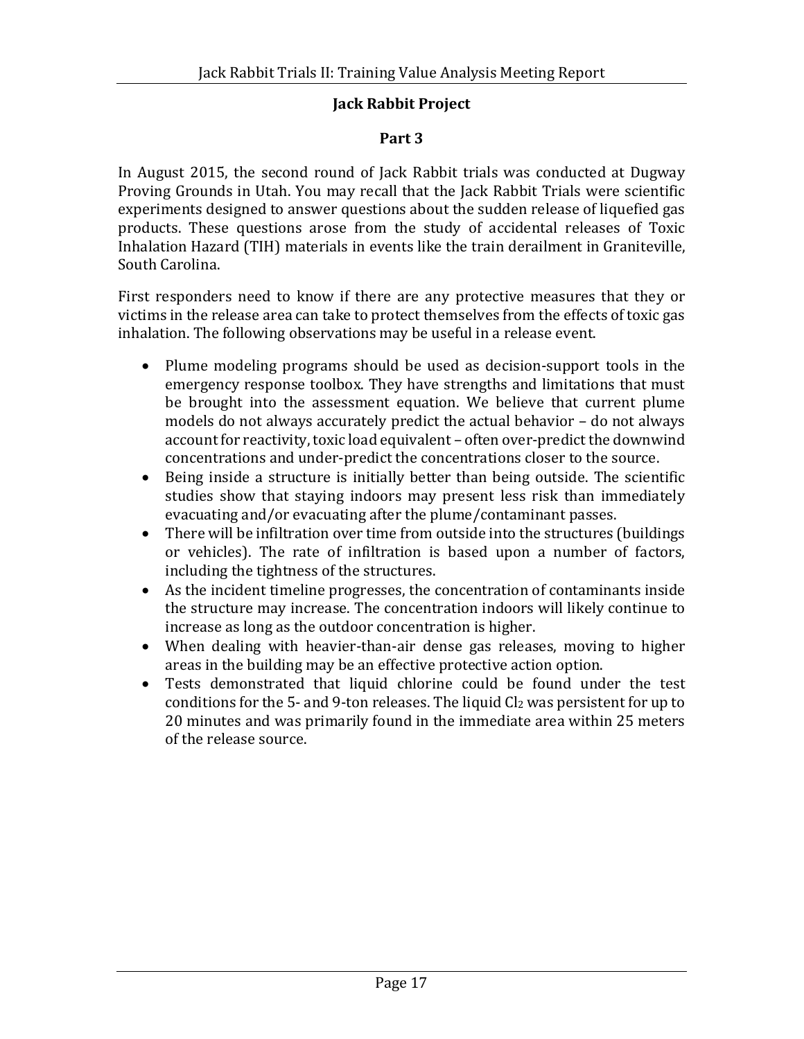**Jack Rabbit Project**

**Part 3**

In August 2015, the second round of Jack Rabbit trials was conducted at Dugway Proving Grounds in Utah. You may recall that the Jack Rabbit Trials were scientific experiments designed to answer questions about the sudden release of liquefied gas products. These questions arose from the study of accidental releases of Toxic Inhalation Hazard (TIH) materials in events like the train derailment in Graniteville, South Carolina.

First responders need to know if there are any protective measures that they or victims in the release area can take to protect themselves from the effects of toxic gas inhalation. The following observations may be useful in a release event.

- Plume modeling programs should be used as decision-support tools in the emergency response toolbox. They have strengths and limitations that must be brought into the assessment equation. We believe that current plume models do not always accurately predict the actual behavior – do not always account for reactivity, toxic load equivalent – often over-predict the downwind concentrations and under-predict the concentrations closer to the source.
- Being inside a structure is initially better than being outside. The scientific studies show that staying indoors may present less risk than immediately evacuating and/or evacuating after the plume/contaminant passes.
- There will be infiltration over time from outside into the structures (buildings or vehicles). The rate of infiltration is based upon a number of factors, including the tightness of the structures.
- As the incident timeline progresses, the concentration of contaminants inside the structure may increase. The concentration indoors will likely continue to increase as long as the outdoor concentration is higher.
- When dealing with heavier-than-air dense gas releases, moving to higher areas in the building may be an effective protective action option.
- Tests demonstrated that liquid chlorine could be found under the test conditions for the 5- and 9-ton releases. The liquid $Cl_2$ was persistent for up to 20 minutes and was primarily found in the immediate area within 25 meters of the release source.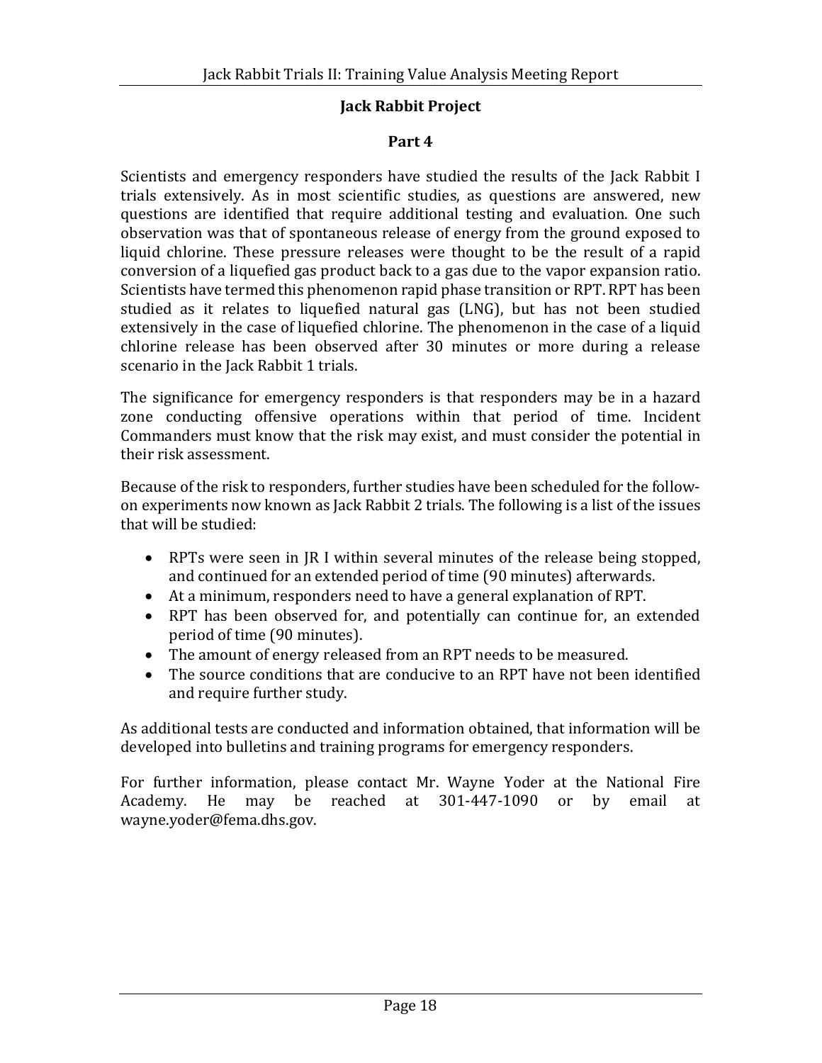## Jack Rabbit Project

### Part 4

Scientists and emergency responders have studied the results of the Jack Rabbit I trials extensively. As in most scientific studies, as questions are answered, new questions are identified that require additional testing and evaluation. One such observation was that of spontaneous release of energy from the ground exposed to liquid chlorine. These pressure releases were thought to be the result of a rapid conversion of a liquefied gas product back to a gas due to the vapor expansion ratio. Scientists have termed this phenomenon rapid phase transition or RPT. RPT has been studied as it relates to liquefied natural gas (LNG), but has not been studied extensively in the case of liquefied chlorine. The phenomenon in the case of a liquid chlorine release has been observed after 30 minutes or more during a release scenario in the Jack Rabbit 1 trials.

The significance for emergency responders is that responders may be in a hazard zone conducting offensive operations within that period of time. Incident Commanders must know that the risk may exist, and must consider the potential in their risk assessment.

Because of the risk to responders, further studies have been scheduled for the follow-on experiments now known as Jack Rabbit 2 trials. The following is a list of the issues that will be studied:

- RPTs were seen in JR I within several minutes of the release being stopped, and continued for an extended period of time (90 minutes) afterwards.
- At a minimum, responders need to have a general explanation of RPT.
- RPT has been observed for, and potentially can continue for, an extended period of time (90 minutes).
- The amount of energy released from an RPT needs to be measured.
- The source conditions that are conducive to an RPT have not been identified and require further study.

As additional tests are conducted and information obtained, that information will be developed into bulletins and training programs for emergency responders.

For further information, please contact Mr. Wayne Yoder at the National Fire Academy. He may be reached at 301-447-1090 or by email at wayne.yoder@fema.dhs.gov.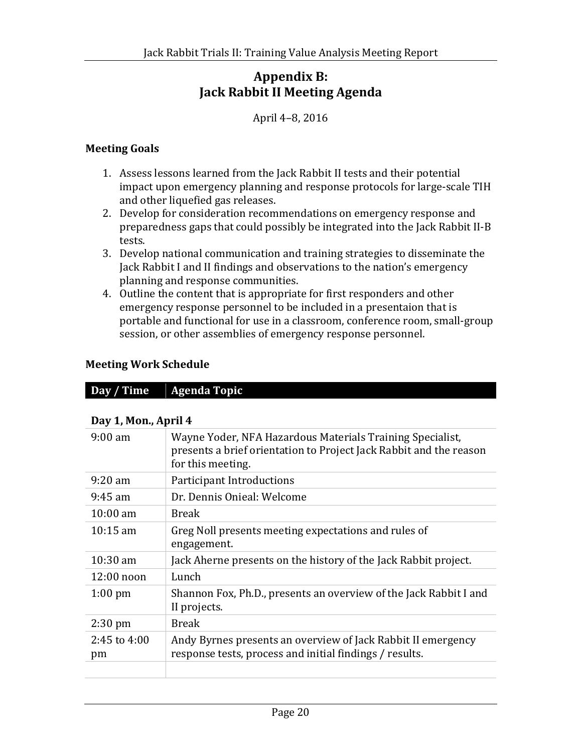# Appendix B: Jack Rabbit II Meeting Agenda

April 4–8, 2016

### Meeting Goals

1. Assess lessons learned from the Jack Rabbit II tests and their potential impact upon emergency planning and response protocols for large-scale TIH and other liquefied gas releases.
2. Develop for consideration recommendations on emergency response and preparedness gaps that could possibly be integrated into the Jack Rabbit II-B tests.
3. Develop national communication and training strategies to disseminate the Jack Rabbit I and II findings and observations to the nation's emergency planning and response communities.
4. Outline the content that is appropriate for first responders and other emergency response personnel to be included in a presentaion that is portable and functional for use in a classroom, conference room, small-group session, or other assemblies of emergency response personnel.

### Meeting Work Schedule

| Day / Time | Agenda Topic |
|---|---|
| **Day 1, Mon., April 4** | |
| 9:00 am | Wayne Yoder, NFA Hazardous Materials Training Specialist, presents a brief orientation to Project Jack Rabbit and the reason for this meeting. |
| 9:20 am | Participant Introductions |
| 9:45 am | Dr. Dennis Onieal: Welcome |
| 10:00 am | Break |
| 10:15 am | Greg Noll presents meeting expectations and rules of engagement. |
| 10:30 am | Jack Aherne presents on the history of the Jack Rabbit project. |
| 12:00 noon | Lunch |
| 1:00 pm | Shannon Fox, Ph.D., presents an overview of the Jack Rabbit I and II projects. |
| 2:30 pm | Break |
| 2:45 to 4:00 pm | Andy Byrnes presents an overview of Jack Rabbit II emergency response tests, process and initial findings / results. |
| | |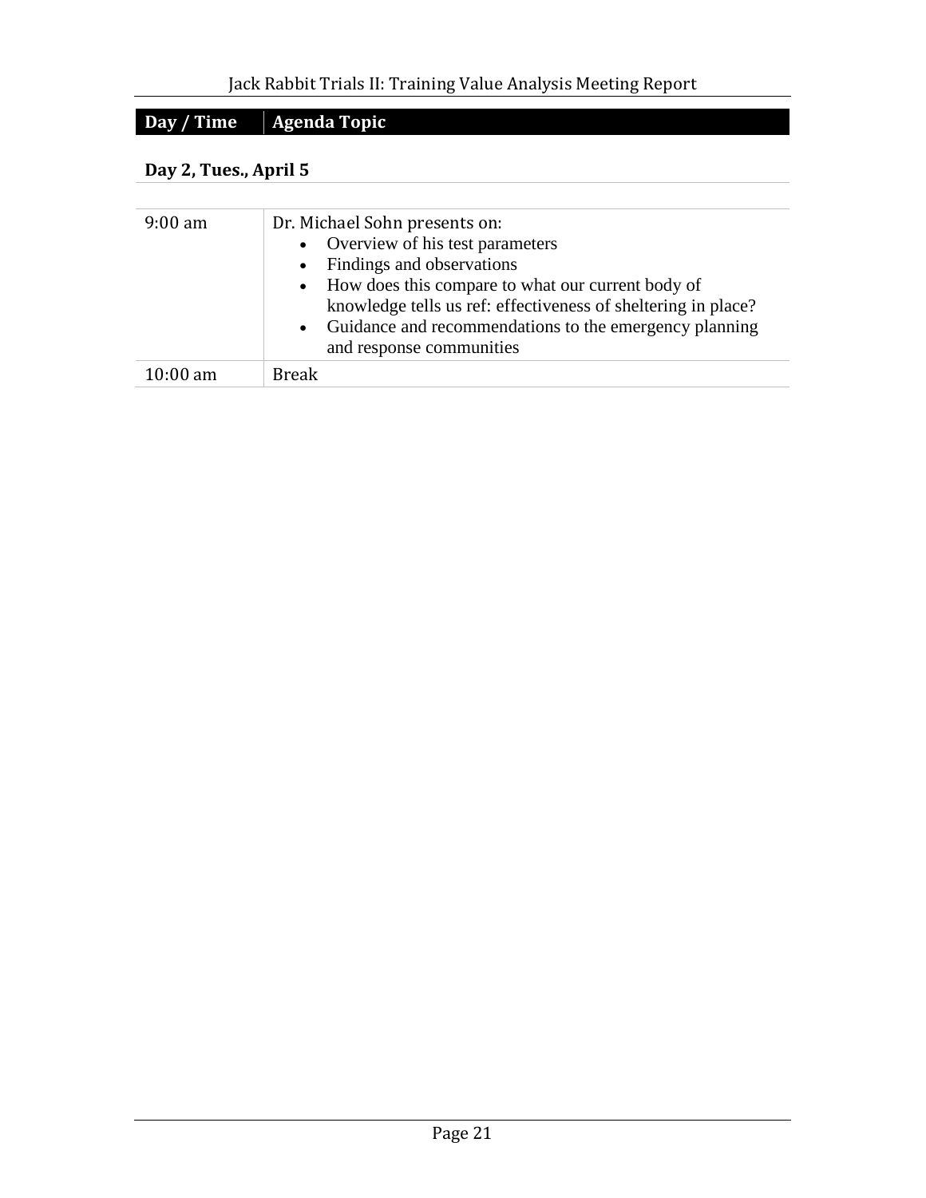| Day / Time | Agenda Topic |
| --- | --- |

**Day 2, Tues., April 5**

| | |
| --- | --- |
| 9:00 am | Dr. Michael Sohn presents on:<br>• Overview of his test parameters<br>• Findings and observations<br>• How does this compare to what our current body of knowledge tells us ref: effectiveness of sheltering in place?<br>• Guidance and recommendations to the emergency planning and response communities |
| 10:00 am | Break |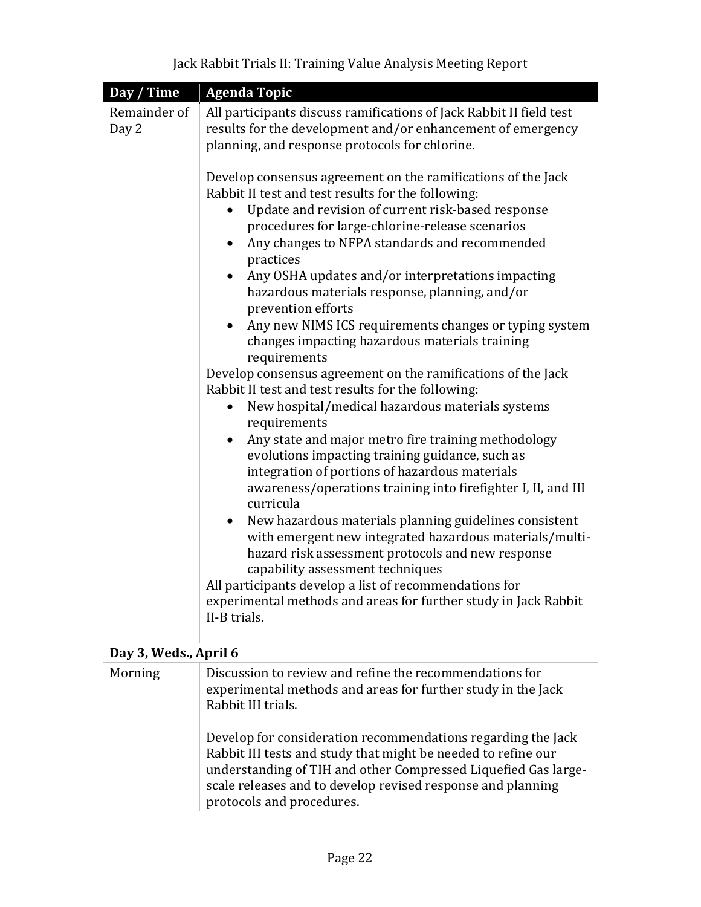| Day / Time | Agenda Topic |
|---|---|
| Remainder of Day 2 | All participants discuss ramifications of Jack Rabbit II field test results for the development and/or enhancement of emergency planning, and response protocols for chlorine.<br><br>Develop consensus agreement on the ramifications of the Jack Rabbit II test and test results for the following:<br>• Update and revision of current risk-based response procedures for large-chlorine-release scenarios<br>• Any changes to NFPA standards and recommended practices<br>• Any OSHA updates and/or interpretations impacting hazardous materials response, planning, and/or prevention efforts<br>• Any new NIMS ICS requirements changes or typing system changes impacting hazardous materials training requirements<br>Develop consensus agreement on the ramifications of the Jack Rabbit II test and test results for the following:<br>• New hospital/medical hazardous materials systems requirements<br>• Any state and major metro fire training methodology evolutions impacting training guidance, such as integration of portions of hazardous materials awareness/operations training into firefighter I, II, and III curricula<br>• New hazardous materials planning guidelines consistent with emergent new integrated hazardous materials/multi-hazard risk assessment protocols and new response capability assessment techniques<br>All participants develop a list of recommendations for experimental methods and areas for further study in Jack Rabbit II-B trials. |
| **Day 3, Weds., April 6** | |
| Morning | Discussion to review and refine the recommendations for experimental methods and areas for further study in the Jack Rabbit III trials.<br><br>Develop for consideration recommendations regarding the Jack Rabbit III tests and study that might be needed to refine our understanding of TIH and other Compressed Liquefied Gas large-scale releases and to develop revised response and planning protocols and procedures. |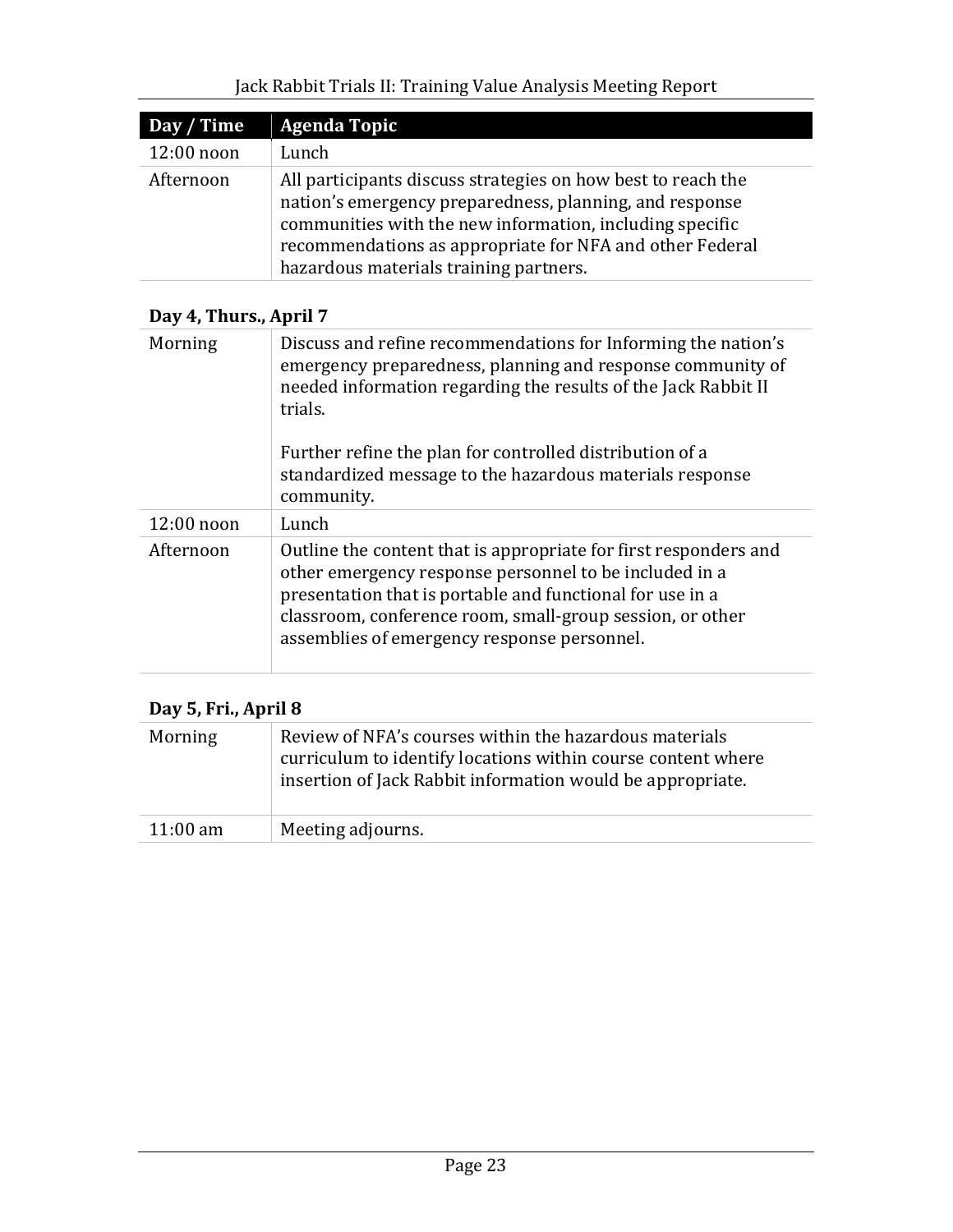| Day / Time | Agenda Topic |
|---|---|
| 12:00 noon | Lunch |
| Afternoon | All participants discuss strategies on how best to reach the nation's emergency preparedness, planning, and response communities with the new information, including specific recommendations as appropriate for NFA and other Federal hazardous materials training partners. |

**Day 4, Thurs., April 7**

| | |
|---|---|
| Morning | Discuss and refine recommendations for Informing the nation's emergency preparedness, planning and response community of needed information regarding the results of the Jack Rabbit II trials.<br><br>Further refine the plan for controlled distribution of a standardized message to the hazardous materials response community. |
| 12:00 noon | Lunch |
| Afternoon | Outline the content that is appropriate for first responders and other emergency response personnel to be included in a presentation that is portable and functional for use in a classroom, conference room, small-group session, or other assemblies of emergency response personnel. |

**Day 5, Fri., April 8**

| | |
|---|---|
| Morning | Review of NFA's courses within the hazardous materials curriculum to identify locations within course content where insertion of Jack Rabbit information would be appropriate. |
| 11:00 am | Meeting adjourns. |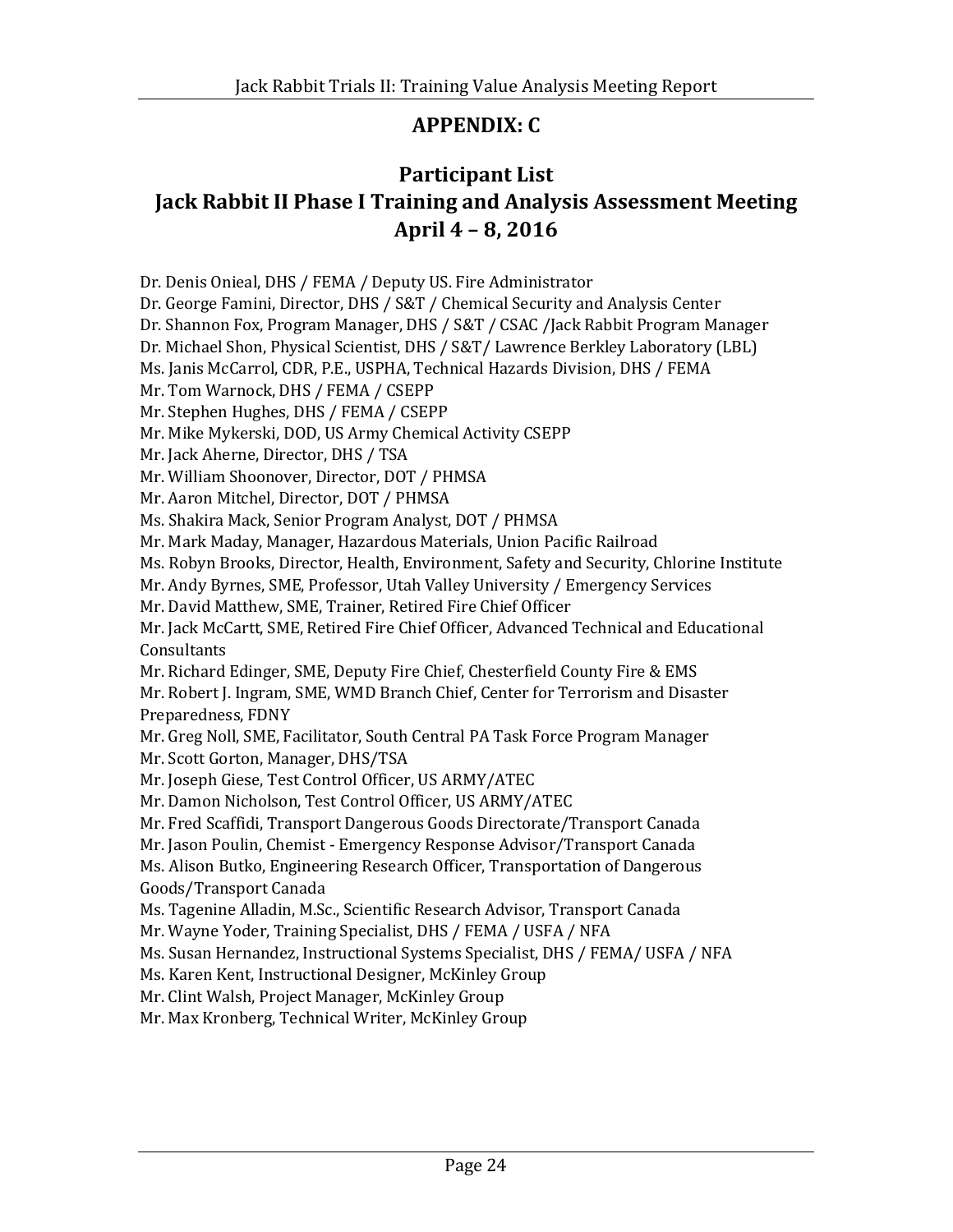## APPENDIX: C

## Participant List
## Jack Rabbit II Phase I Training and Analysis Assessment Meeting
## April 4 – 8, 2016

Dr. Denis Onieal, DHS / FEMA / Deputy US. Fire Administrator
Dr. George Famini, Director, DHS / S&T / Chemical Security and Analysis Center
Dr. Shannon Fox, Program Manager, DHS / S&T / CSAC /Jack Rabbit Program Manager
Dr. Michael Shon, Physical Scientist, DHS / S&T/ Lawrence Berkley Laboratory (LBL)
Ms. Janis McCarrol, CDR, P.E., USPHA, Technical Hazards Division, DHS / FEMA
Mr. Tom Warnock, DHS / FEMA / CSEPP
Mr. Stephen Hughes, DHS / FEMA / CSEPP
Mr. Mike Mykerski, DOD, US Army Chemical Activity CSEPP
Mr. Jack Aherne, Director, DHS / TSA
Mr. William Shoonover, Director, DOT / PHMSA
Mr. Aaron Mitchel, Director, DOT / PHMSA
Ms. Shakira Mack, Senior Program Analyst, DOT / PHMSA
Mr. Mark Maday, Manager, Hazardous Materials, Union Pacific Railroad
Ms. Robyn Brooks, Director, Health, Environment, Safety and Security, Chlorine Institute
Mr. Andy Byrnes, SME, Professor, Utah Valley University / Emergency Services
Mr. David Matthew, SME, Trainer, Retired Fire Chief Officer
Mr. Jack McCartt, SME, Retired Fire Chief Officer, Advanced Technical and Educational Consultants
Mr. Richard Edinger, SME, Deputy Fire Chief, Chesterfield County Fire & EMS
Mr. Robert J. Ingram, SME, WMD Branch Chief, Center for Terrorism and Disaster Preparedness, FDNY
Mr. Greg Noll, SME, Facilitator, South Central PA Task Force Program Manager
Mr. Scott Gorton, Manager, DHS/TSA
Mr. Joseph Giese, Test Control Officer, US ARMY/ATEC
Mr. Damon Nicholson, Test Control Officer, US ARMY/ATEC
Mr. Fred Scaffidi, Transport Dangerous Goods Directorate/Transport Canada
Mr. Jason Poulin, Chemist - Emergency Response Advisor/Transport Canada
Ms. Alison Butko, Engineering Research Officer, Transportation of Dangerous Goods/Transport Canada
Ms. Tagenine Alladin, M.Sc., Scientific Research Advisor, Transport Canada
Mr. Wayne Yoder, Training Specialist, DHS / FEMA / USFA / NFA
Ms. Susan Hernandez, Instructional Systems Specialist, DHS / FEMA/ USFA / NFA
Ms. Karen Kent, Instructional Designer, McKinley Group
Mr. Clint Walsh, Project Manager, McKinley Group
Mr. Max Kronberg, Technical Writer, McKinley Group